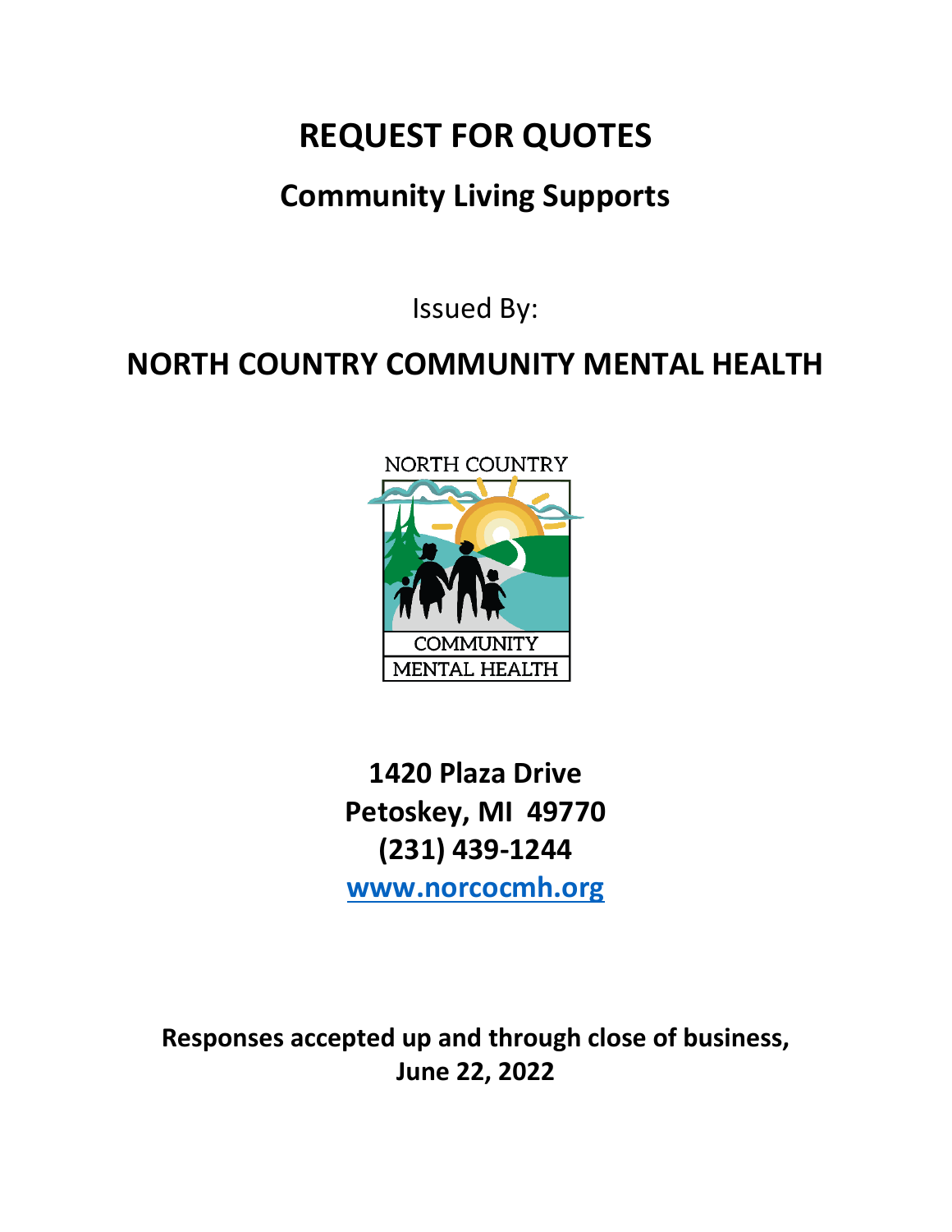# REQUEST FOR QUOTES

## Community Living Supports

Issued By:

## NORTH COUNTRY COMMUNITY MENTAL HEALTH

**1420 Plaza Drive**
**Petoskey, MI 49770**
**(231) 439-1244**
**[www.norcocmh.org](http://www.norcocmh.org)**

**Responses accepted up and through close of business, June 22, 2022**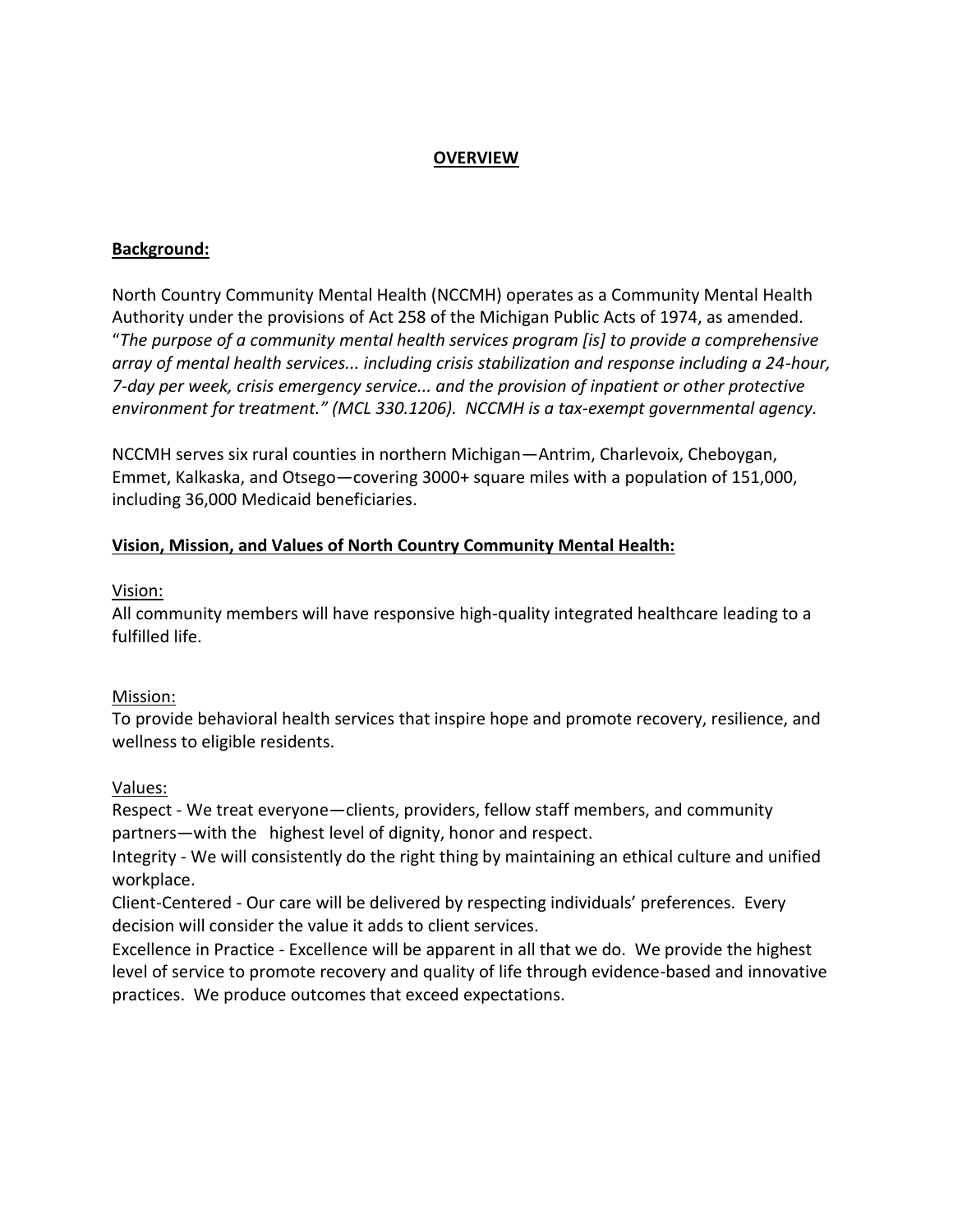# OVERVIEW

## Background:

North Country Community Mental Health (NCCMH) operates as a Community Mental Health Authority under the provisions of Act 258 of the Michigan Public Acts of 1974, as amended. "*The purpose of a community mental health services program [is] to provide a comprehensive array of mental health services... including crisis stabilization and response including a 24-hour, 7-day per week, crisis emergency service... and the provision of inpatient or other protective environment for treatment." (MCL 330.1206). NCCMH is a tax-exempt governmental agency.*

NCCMH serves six rural counties in northern Michigan—Antrim, Charlevoix, Cheboygan, Emmet, Kalkaska, and Otsego—covering 3000+ square miles with a population of 151,000, including 36,000 Medicaid beneficiaries.

## Vision, Mission, and Values of North Country Community Mental Health:

### Vision:

All community members will have responsive high-quality integrated healthcare leading to a fulfilled life.

### Mission:

To provide behavioral health services that inspire hope and promote recovery, resilience, and wellness to eligible residents.

### Values:

Respect - We treat everyone—clients, providers, fellow staff members, and community partners—with the highest level of dignity, honor and respect.

Integrity - We will consistently do the right thing by maintaining an ethical culture and unified workplace.

Client-Centered - Our care will be delivered by respecting individuals' preferences. Every decision will consider the value it adds to client services.

Excellence in Practice - Excellence will be apparent in all that we do. We provide the highest level of service to promote recovery and quality of life through evidence-based and innovative practices. We produce outcomes that exceed expectations.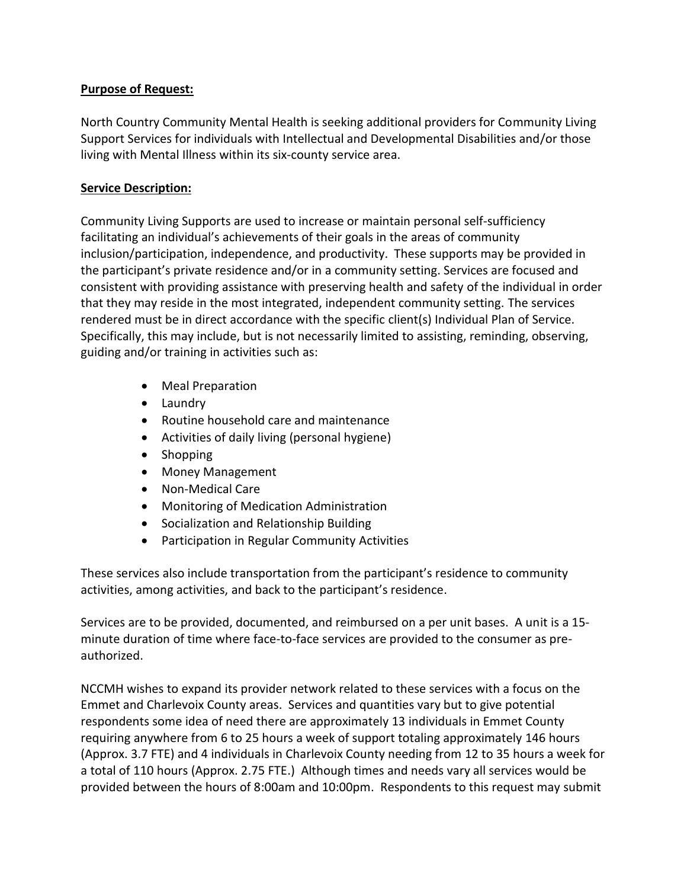**Purpose of Request:**

North Country Community Mental Health is seeking additional providers for Community Living Support Services for individuals with Intellectual and Developmental Disabilities and/or those living with Mental Illness within its six-county service area.

**Service Description:**

Community Living Supports are used to increase or maintain personal self-sufficiency facilitating an individual's achievements of their goals in the areas of community inclusion/participation, independence, and productivity. These supports may be provided in the participant's private residence and/or in a community setting. Services are focused and consistent with providing assistance with preserving health and safety of the individual in order that they may reside in the most integrated, independent community setting. The services rendered must be in direct accordance with the specific client(s) Individual Plan of Service. Specifically, this may include, but is not necessarily limited to assisting, reminding, observing, guiding and/or training in activities such as:

- Meal Preparation
- Laundry
- Routine household care and maintenance
- Activities of daily living (personal hygiene)
- Shopping
- Money Management
- Non-Medical Care
- Monitoring of Medication Administration
- Socialization and Relationship Building
- Participation in Regular Community Activities

These services also include transportation from the participant's residence to community activities, among activities, and back to the participant's residence.

Services are to be provided, documented, and reimbursed on a per unit bases. A unit is a 15-minute duration of time where face-to-face services are provided to the consumer as pre-authorized.

NCCMH wishes to expand its provider network related to these services with a focus on the Emmet and Charlevoix County areas. Services and quantities vary but to give potential respondents some idea of need there are approximately 13 individuals in Emmet County requiring anywhere from 6 to 25 hours a week of support totaling approximately 146 hours (Approx. 3.7 FTE) and 4 individuals in Charlevoix County needing from 12 to 35 hours a week for a total of 110 hours (Approx. 2.75 FTE.) Although times and needs vary all services would be provided between the hours of 8:00am and 10:00pm. Respondents to this request may submit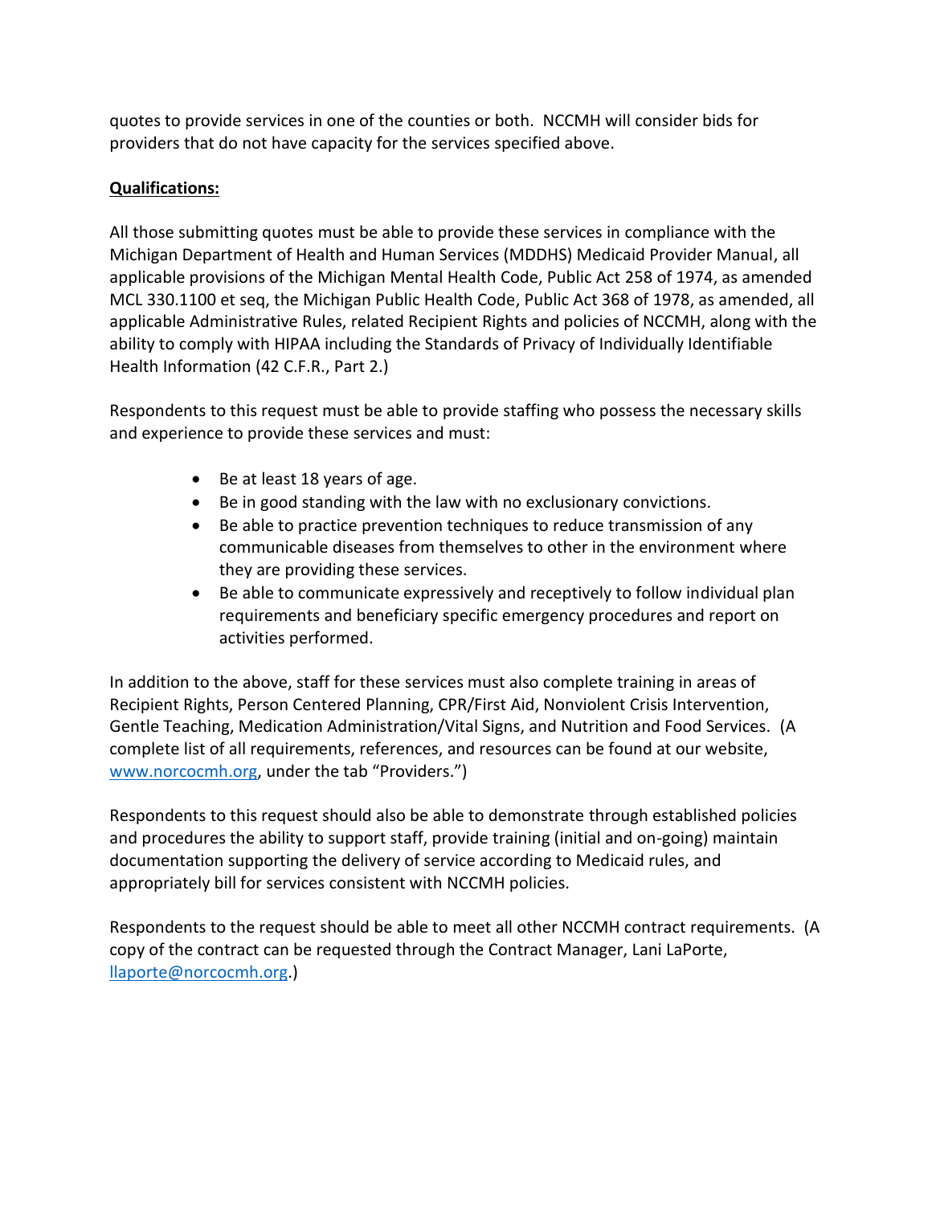quotes to provide services in one of the counties or both. NCCMH will consider bids for providers that do not have capacity for the services specified above.

**Qualifications:**

All those submitting quotes must be able to provide these services in compliance with the Michigan Department of Health and Human Services (MDDHS) Medicaid Provider Manual, all applicable provisions of the Michigan Mental Health Code, Public Act 258 of 1974, as amended MCL 330.1100 et seq, the Michigan Public Health Code, Public Act 368 of 1978, as amended, all applicable Administrative Rules, related Recipient Rights and policies of NCCMH, along with the ability to comply with HIPAA including the Standards of Privacy of Individually Identifiable Health Information (42 C.F.R., Part 2.)

Respondents to this request must be able to provide staffing who possess the necessary skills and experience to provide these services and must:

- Be at least 18 years of age.
- Be in good standing with the law with no exclusionary convictions.
- Be able to practice prevention techniques to reduce transmission of any communicable diseases from themselves to other in the environment where they are providing these services.
- Be able to communicate expressively and receptively to follow individual plan requirements and beneficiary specific emergency procedures and report on activities performed.

In addition to the above, staff for these services must also complete training in areas of Recipient Rights, Person Centered Planning, CPR/First Aid, Nonviolent Crisis Intervention, Gentle Teaching, Medication Administration/Vital Signs, and Nutrition and Food Services. (A complete list of all requirements, references, and resources can be found at our website, www.norcocmh.org, under the tab "Providers.")

Respondents to this request should also be able to demonstrate through established policies and procedures the ability to support staff, provide training (initial and on-going) maintain documentation supporting the delivery of service according to Medicaid rules, and appropriately bill for services consistent with NCCMH policies.

Respondents to the request should be able to meet all other NCCMH contract requirements. (A copy of the contract can be requested through the Contract Manager, Lani LaPorte, llaporte@norcocmh.org.)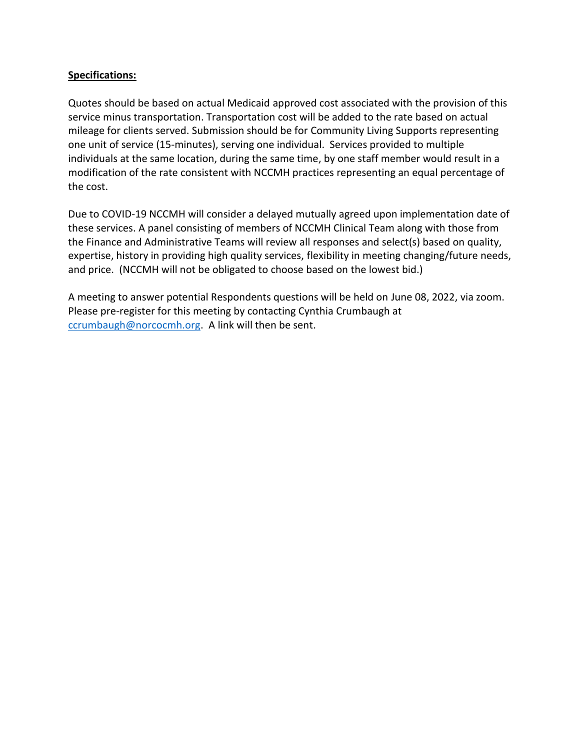**Specifications:**

Quotes should be based on actual Medicaid approved cost associated with the provision of this service minus transportation. Transportation cost will be added to the rate based on actual mileage for clients served. Submission should be for Community Living Supports representing one unit of service (15-minutes), serving one individual. Services provided to multiple individuals at the same location, during the same time, by one staff member would result in a modification of the rate consistent with NCCMH practices representing an equal percentage of the cost.

Due to COVID-19 NCCMH will consider a delayed mutually agreed upon implementation date of these services. A panel consisting of members of NCCMH Clinical Team along with those from the Finance and Administrative Teams will review all responses and select(s) based on quality, expertise, history in providing high quality services, flexibility in meeting changing/future needs, and price. (NCCMH will not be obligated to choose based on the lowest bid.)

A meeting to answer potential Respondents questions will be held on June 08, 2022, via zoom. Please pre-register for this meeting by contacting Cynthia Crumbaugh at ccrumbaugh@norcocmh.org. A link will then be sent.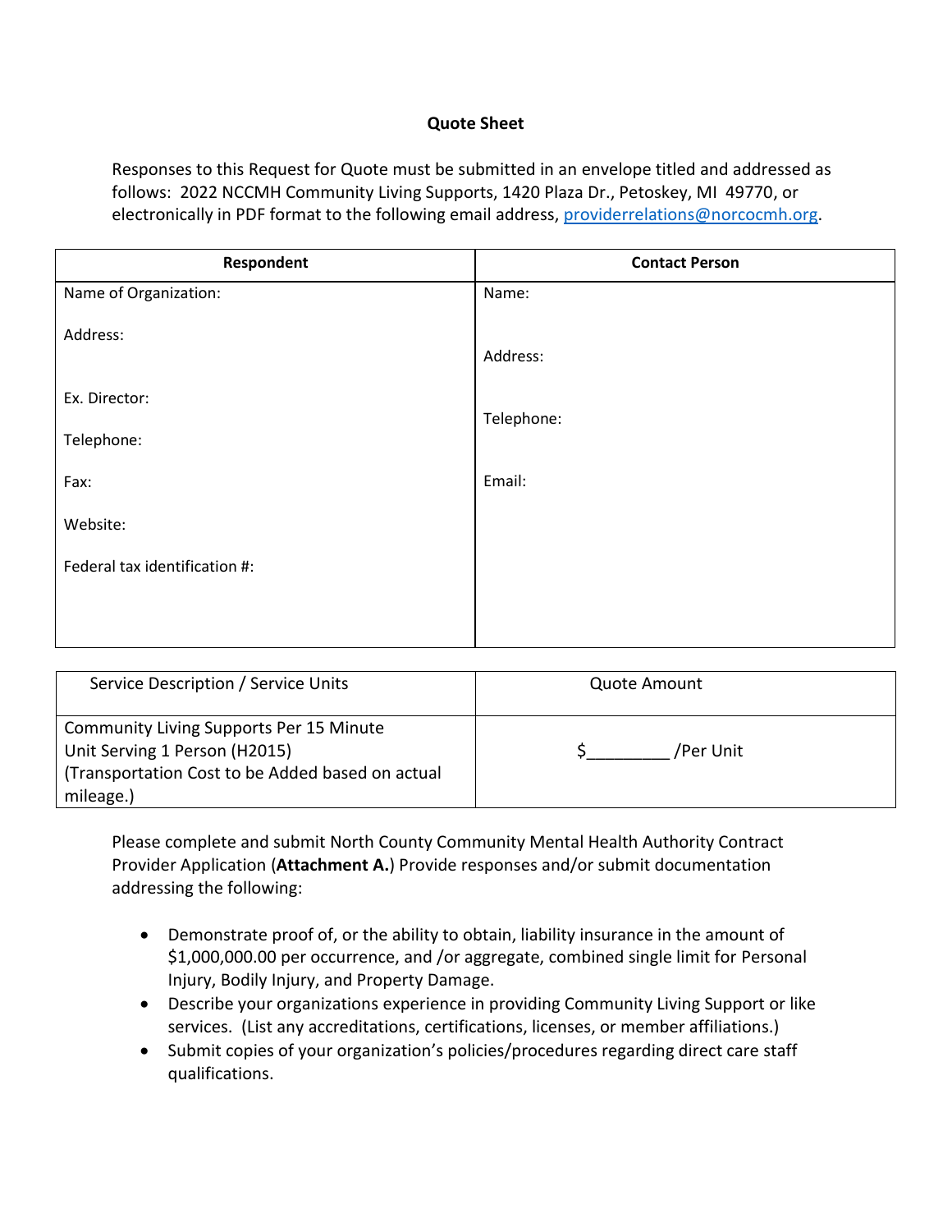# Quote Sheet

Responses to this Request for Quote must be submitted in an envelope titled and addressed as follows: 2022 NCCMH Community Living Supports, 1420 Plaza Dr., Petoskey, MI 49770, or electronically in PDF format to the following email address, providerrelations@norcocmh.org.

| Respondent | Contact Person |
|---|---|
| Name of Organization:<br><br>Address:<br><br>Ex. Director:<br><br>Telephone:<br><br>Fax:<br><br>Website:<br><br>Federal tax identification #: | Name:<br><br>Address:<br><br>Telephone:<br><br>Email: |

| Service Description / Service Units | Quote Amount |
|---|---|
| Community Living Supports Per 15 Minute Unit Serving 1 Person (H2015)<br>(Transportation Cost to be Added based on actual mileage.) | $_________ /Per Unit |

Please complete and submit North County Community Mental Health Authority Contract Provider Application (**Attachment A.**) Provide responses and/or submit documentation addressing the following:

- Demonstrate proof of, or the ability to obtain, liability insurance in the amount of $1,000,000.00 per occurrence, and /or aggregate, combined single limit for Personal Injury, Bodily Injury, and Property Damage.
- Describe your organizations experience in providing Community Living Support or like services. (List any accreditations, certifications, licenses, or member affiliations.)
- Submit copies of your organization's policies/procedures regarding direct care staff qualifications.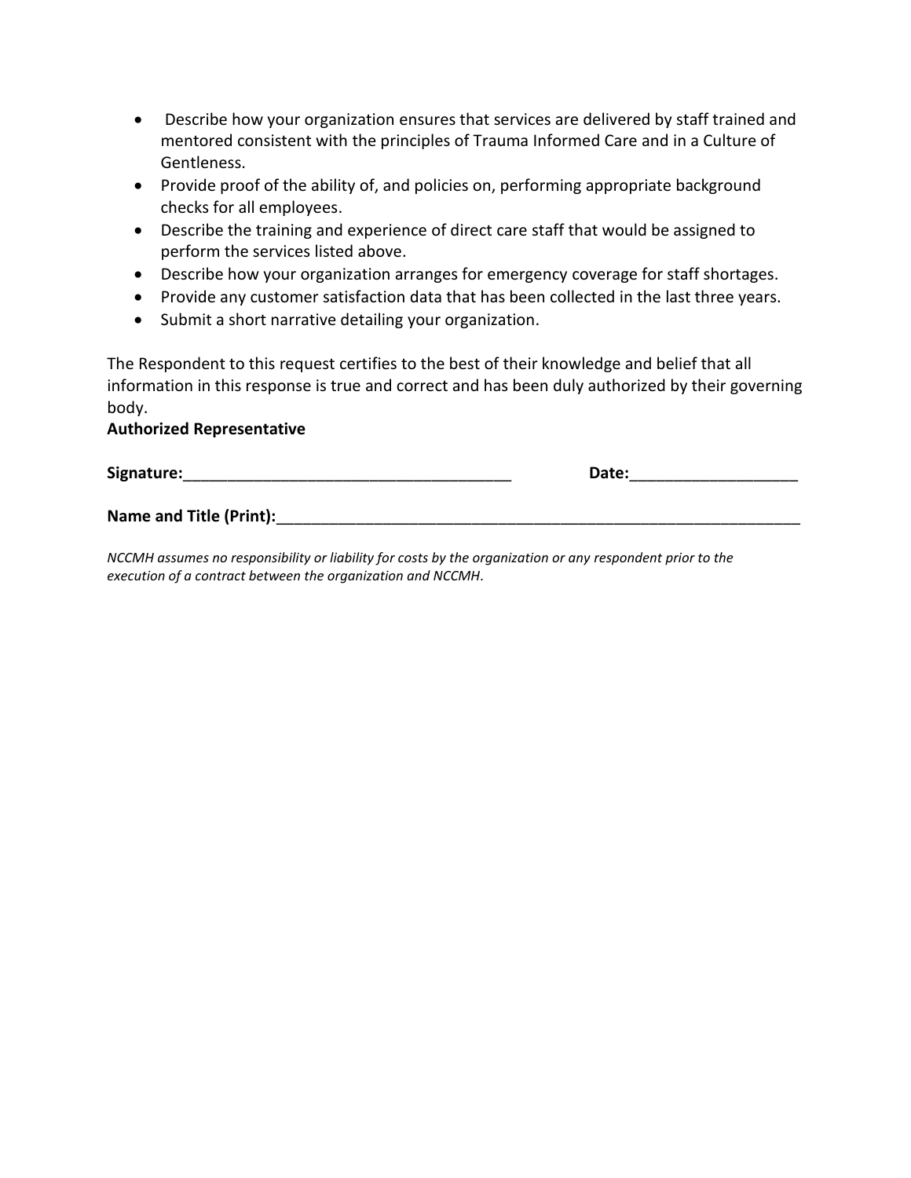- Describe how your organization ensures that services are delivered by staff trained and mentored consistent with the principles of Trauma Informed Care and in a Culture of Gentleness.
- Provide proof of the ability of, and policies on, performing appropriate background checks for all employees.
- Describe the training and experience of direct care staff that would be assigned to perform the services listed above.
- Describe how your organization arranges for emergency coverage for staff shortages.
- Provide any customer satisfaction data that has been collected in the last three years.
- Submit a short narrative detailing your organization.

The Respondent to this request certifies to the best of their knowledge and belief that all information in this response is true and correct and has been duly authorized by their governing body.

**Authorized Representative**

**Signature:**______________________________________ **Date:**___________________

**Name and Title (Print):**_____________________________________________________________

*NCCMH assumes no responsibility or liability for costs by the organization or any respondent prior to the execution of a contract between the organization and NCCMH.*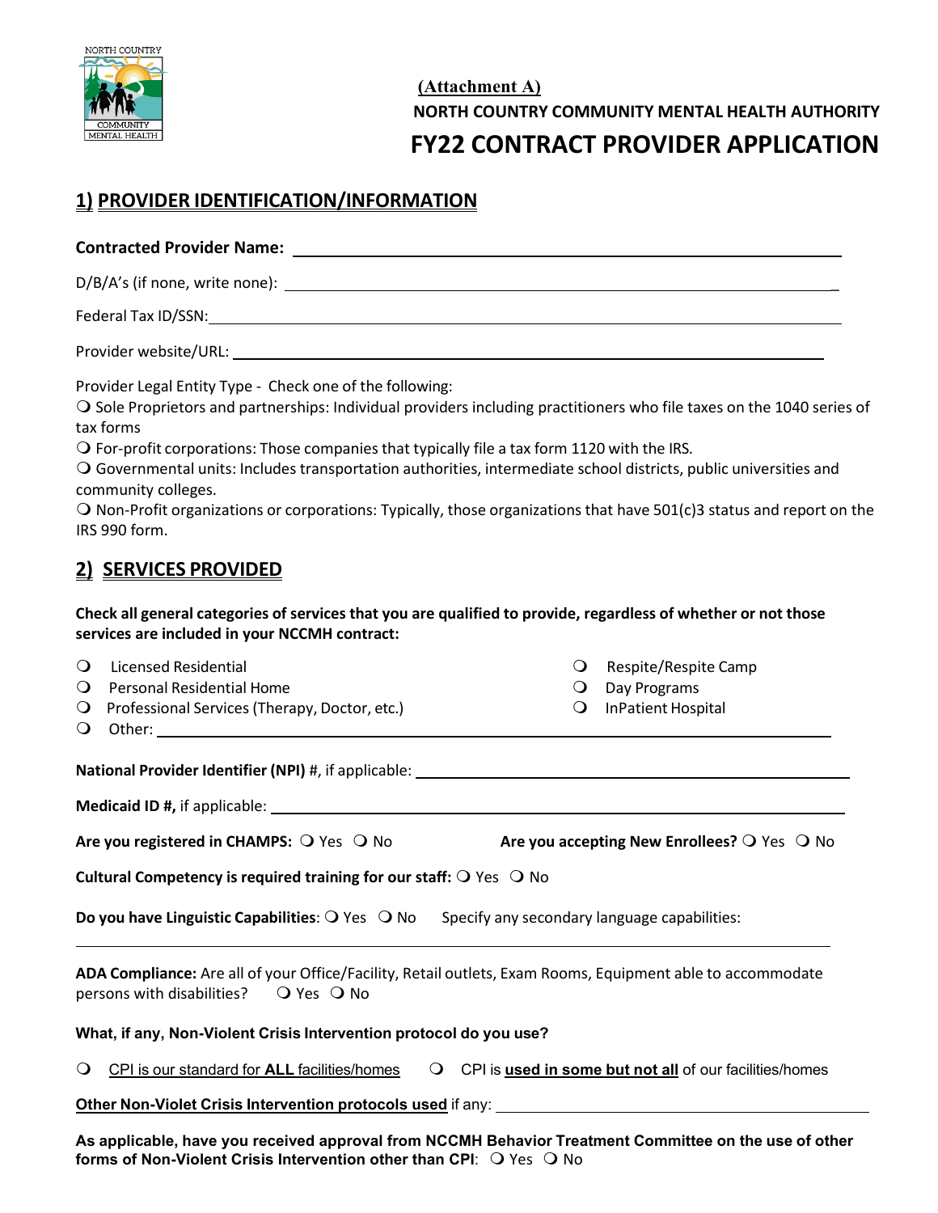**(Attachment A)**

**NORTH COUNTRY COMMUNITY MENTAL HEALTH AUTHORITY**

# FY22 CONTRACT PROVIDER APPLICATION

## 1) PROVIDER IDENTIFICATION/INFORMATION

**Contracted Provider Name:** ______________________________

D/B/A's (if none, write none): ______________________________

Federal Tax ID/SSN: ______________________________

Provider website/URL: ______________________________

Provider Legal Entity Type - Check one of the following:

❍ Sole Proprietors and partnerships: Individual providers including practitioners who file taxes on the 1040 series of tax forms

❍ For-profit corporations: Those companies that typically file a tax form 1120 with the IRS.

❍ Governmental units: Includes transportation authorities, intermediate school districts, public universities and community colleges.

❍ Non-Profit organizations or corporations: Typically, those organizations that have 501(c)3 status and report on the IRS 990 form.

## 2) SERVICES PROVIDED

**Check all general categories of services that you are qualified to provide, regardless of whether or not those services are included in your NCCMH contract:**

❍ Licensed Residential

❍ Personal Residential Home

❍ Professional Services (Therapy, Doctor, etc.)

❍ Other: ______________________________

❍ Respite/Respite Camp

❍ Day Programs

❍ InPatient Hospital

**National Provider Identifier (NPI)** #, if applicable: ______________________________

**Medicaid ID #,** if applicable: ______________________________

**Are you registered in CHAMPS:** ❍ Yes ❍ No **Are you accepting New Enrollees?** ❍ Yes ❍ No

**Cultural Competency is required training for our staff:** ❍ Yes ❍ No

**Do you have Linguistic Capabilities**: ❍ Yes ❍ No Specify any secondary language capabilities:

______________________________

**ADA Compliance:** Are all of your Office/Facility, Retail outlets, Exam Rooms, Equipment able to accommodate persons with disabilities? ❍ Yes ❍ No

**What, if any, Non-Violent Crisis Intervention protocol do you use?**

❍ CPI is our standard for **ALL** facilities/homes ❍ CPI is **used in some but not all** of our facilities/homes

**Other Non-Violet Crisis Intervention protocols used** if any: ______________________________

**As applicable, have you received approval from NCCMH Behavior Treatment Committee on the use of other forms of Non-Violent Crisis Intervention other than CPI**: ❍ Yes ❍ No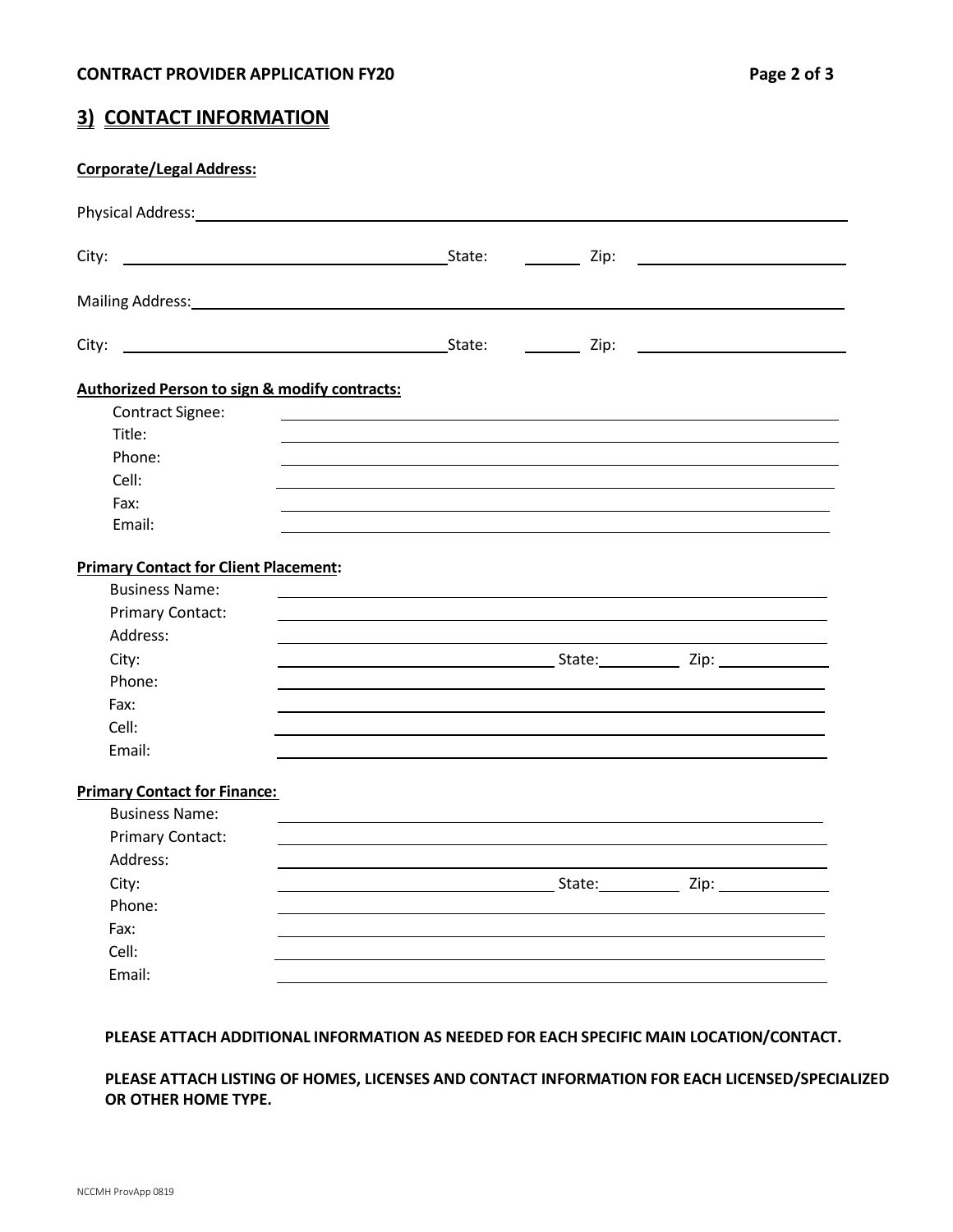## 3) CONTACT INFORMATION

**Corporate/Legal Address:**

Physical Address: ______________________________________________

City: ______________________ State: ________ Zip: ______________

Mailing Address: ______________________________________________

City: ______________________ State: ________ Zip: ______________

**Authorized Person to sign & modify contracts:**

Contract Signee: ______________________________________________
Title: ______________________________________________
Phone: ______________________________________________
Cell: ______________________________________________
Fax: ______________________________________________
Email: ______________________________________________

**Primary Contact for Client Placement:**

Business Name: ______________________________________________
Primary Contact: ______________________________________________
Address: ______________________________________________
City: ______________________ State: ________ Zip: ______________
Phone: ______________________________________________
Fax: ______________________________________________
Cell: ______________________________________________
Email: ______________________________________________

**Primary Contact for Finance:**

Business Name: ______________________________________________
Primary Contact: ______________________________________________
Address: ______________________________________________
City: ______________________ State: ________ Zip: ______________
Phone: ______________________________________________
Fax: ______________________________________________
Cell: ______________________________________________
Email: ______________________________________________

**PLEASE ATTACH ADDITIONAL INFORMATION AS NEEDED FOR EACH SPECIFIC MAIN LOCATION/CONTACT.**

**PLEASE ATTACH LISTING OF HOMES, LICENSES AND CONTACT INFORMATION FOR EACH LICENSED/SPECIALIZED OR OTHER HOME TYPE.**

NCCMH ProvApp 0819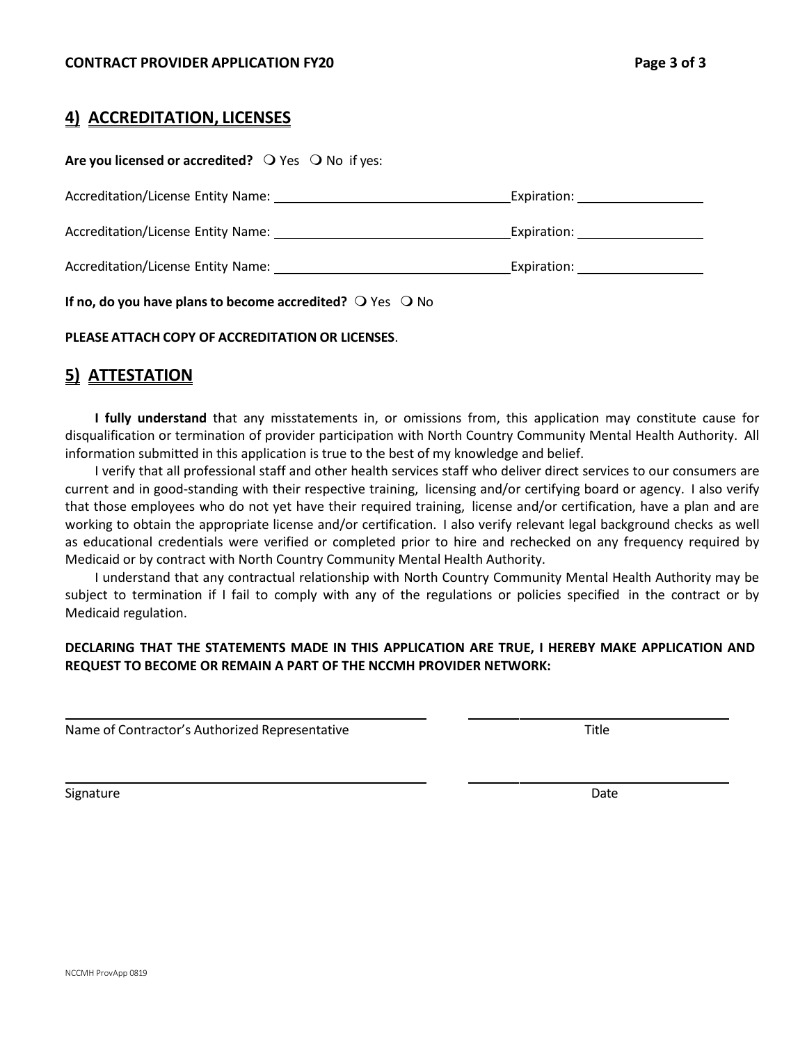## 4) ACCREDITATION, LICENSES

**Are you licensed or accredited?** ❍ Yes ❍ No if yes:

Accreditation/License Entity Name: ______________________________ Expiration: ________________

Accreditation/License Entity Name: ______________________________ Expiration: ________________

Accreditation/License Entity Name: ______________________________ Expiration: ________________

**If no, do you have plans to become accredited?** ❍ Yes ❍ No

**PLEASE ATTACH COPY OF ACCREDITATION OR LICENSES**.

## 5) ATTESTATION

**I fully understand** that any misstatements in, or omissions from, this application may constitute cause for disqualification or termination of provider participation with North Country Community Mental Health Authority. All information submitted in this application is true to the best of my knowledge and belief.

I verify that all professional staff and other health services staff who deliver direct services to our consumers are current and in good-standing with their respective training, licensing and/or certifying board or agency. I also verify that those employees who do not yet have their required training, license and/or certification, have a plan and are working to obtain the appropriate license and/or certification. I also verify relevant legal background checks as well as educational credentials were verified or completed prior to hire and rechecked on any frequency required by Medicaid or by contract with North Country Community Mental Health Authority.

I understand that any contractual relationship with North Country Community Mental Health Authority may be subject to termination if I fail to comply with any of the regulations or policies specified in the contract or by Medicaid regulation.

**DECLARING THAT THE STATEMENTS MADE IN THIS APPLICATION ARE TRUE, I HEREBY MAKE APPLICATION AND REQUEST TO BECOME OR REMAIN A PART OF THE NCCMH PROVIDER NETWORK:**

______________________________________ ______________________________

Name of Contractor's Authorized Representative Title

______________________________________ ______________________________

Signature Date

NCCMH ProvApp 0819